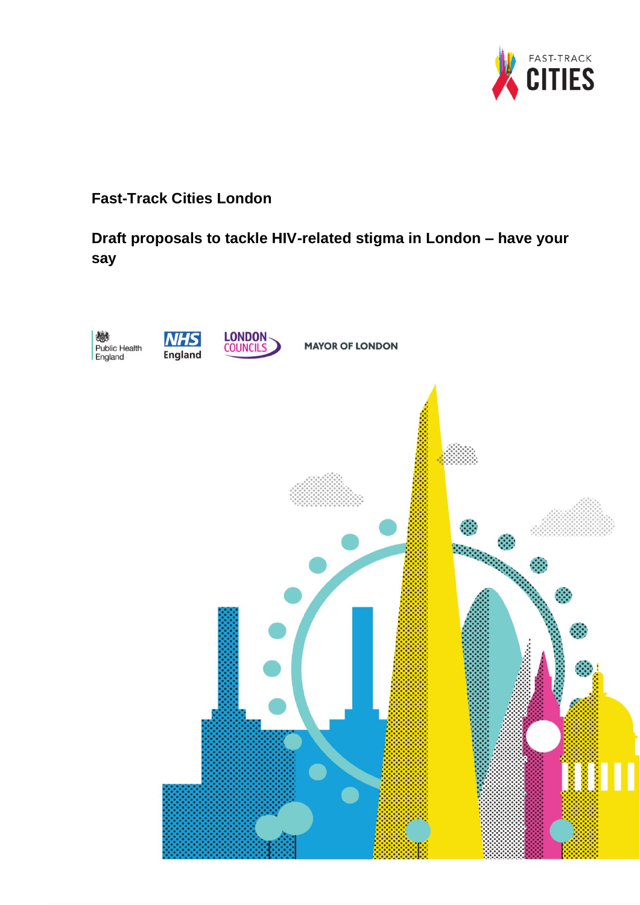**Fast-Track Cities London**

# Draft proposals to tackle HIV-related stigma in London – have your say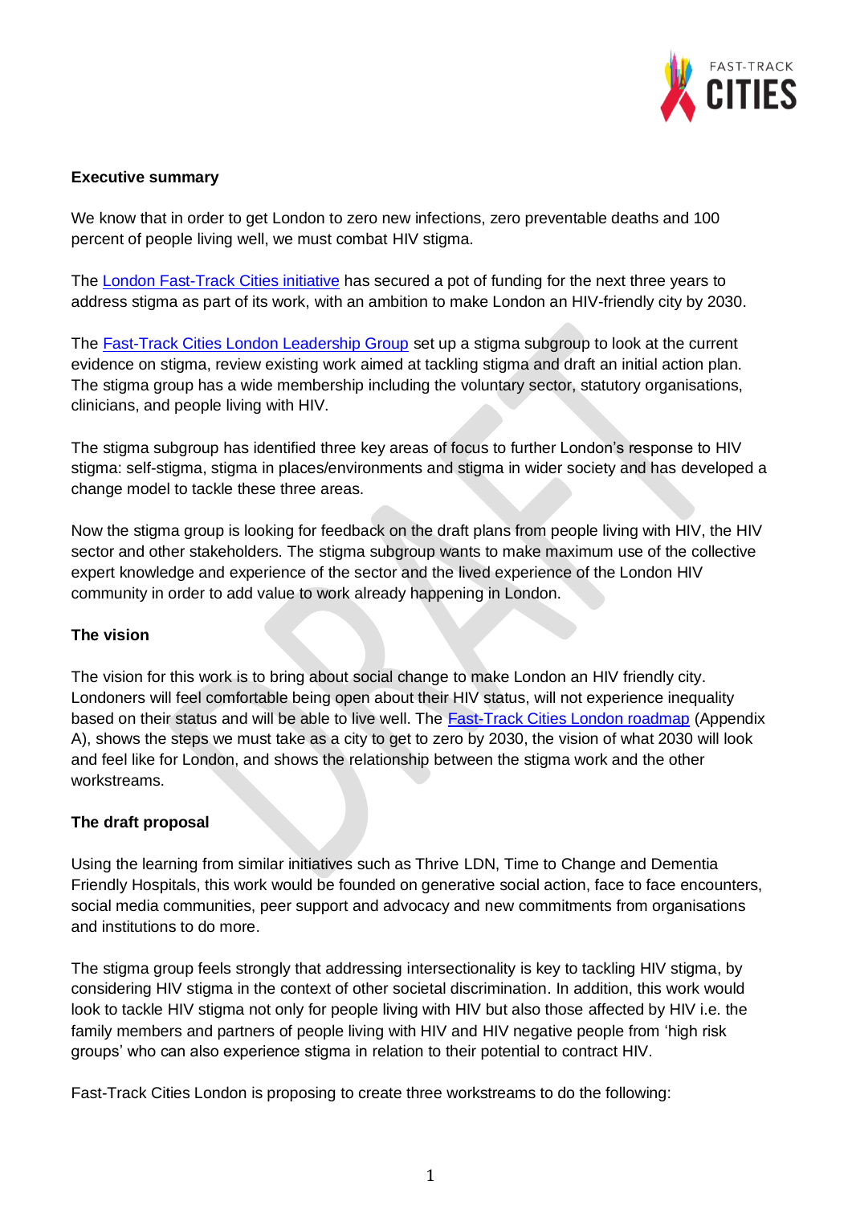**Executive summary**

We know that in order to get London to zero new infections, zero preventable deaths and 100 percent of people living well, we must combat HIV stigma.

The London Fast-Track Cities initiative has secured a pot of funding for the next three years to address stigma as part of its work, with an ambition to make London an HIV-friendly city by 2030.

The Fast-Track Cities London Leadership Group set up a stigma subgroup to look at the current evidence on stigma, review existing work aimed at tackling stigma and draft an initial action plan. The stigma group has a wide membership including the voluntary sector, statutory organisations, clinicians, and people living with HIV.

The stigma subgroup has identified three key areas of focus to further London's response to HIV stigma: self-stigma, stigma in places/environments and stigma in wider society and has developed a change model to tackle these three areas.

Now the stigma group is looking for feedback on the draft plans from people living with HIV, the HIV sector and other stakeholders. The stigma subgroup wants to make maximum use of the collective expert knowledge and experience of the sector and the lived experience of the London HIV community in order to add value to work already happening in London.

**The vision**

The vision for this work is to bring about social change to make London an HIV friendly city. Londoners will feel comfortable being open about their HIV status, will not experience inequality based on their status and will be able to live well. The Fast-Track Cities London roadmap (Appendix A), shows the steps we must take as a city to get to zero by 2030, the vision of what 2030 will look and feel like for London, and shows the relationship between the stigma work and the other workstreams.

**The draft proposal**

Using the learning from similar initiatives such as Thrive LDN, Time to Change and Dementia Friendly Hospitals, this work would be founded on generative social action, face to face encounters, social media communities, peer support and advocacy and new commitments from organisations and institutions to do more.

The stigma group feels strongly that addressing intersectionality is key to tackling HIV stigma, by considering HIV stigma in the context of other societal discrimination. In addition, this work would look to tackle HIV stigma not only for people living with HIV but also those affected by HIV i.e. the family members and partners of people living with HIV and HIV negative people from 'high risk groups' who can also experience stigma in relation to their potential to contract HIV.

Fast-Track Cities London is proposing to create three workstreams to do the following: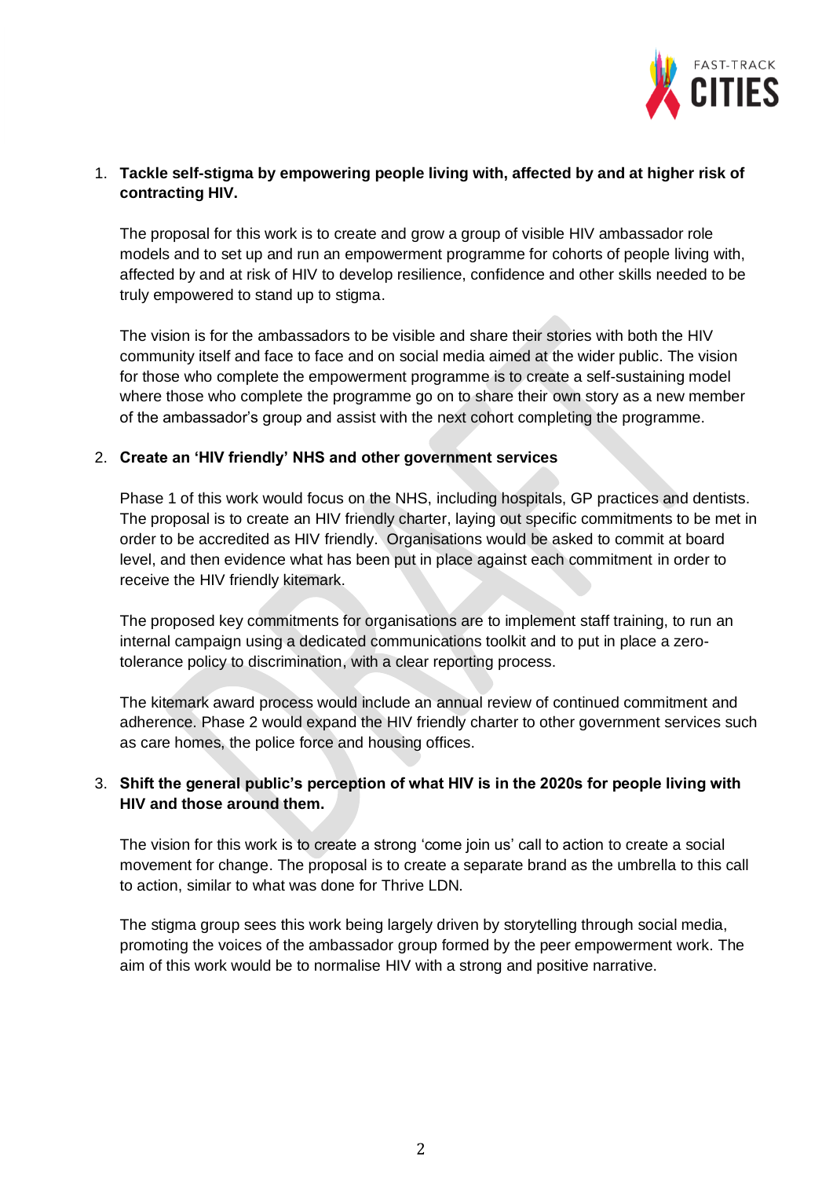1. **Tackle self-stigma by empowering people living with, affected by and at higher risk of contracting HIV.**

   The proposal for this work is to create and grow a group of visible HIV ambassador role models and to set up and run an empowerment programme for cohorts of people living with, affected by and at risk of HIV to develop resilience, confidence and other skills needed to be truly empowered to stand up to stigma.

   The vision is for the ambassadors to be visible and share their stories with both the HIV community itself and face to face and on social media aimed at the wider public. The vision for those who complete the empowerment programme is to create a self-sustaining model where those who complete the programme go on to share their own story as a new member of the ambassador's group and assist with the next cohort completing the programme.

2. **Create an 'HIV friendly' NHS and other government services**

   Phase 1 of this work would focus on the NHS, including hospitals, GP practices and dentists. The proposal is to create an HIV friendly charter, laying out specific commitments to be met in order to be accredited as HIV friendly. Organisations would be asked to commit at board level, and then evidence what has been put in place against each commitment in order to receive the HIV friendly kitemark.

   The proposed key commitments for organisations are to implement staff training, to run an internal campaign using a dedicated communications toolkit and to put in place a zero-tolerance policy to discrimination, with a clear reporting process.

   The kitemark award process would include an annual review of continued commitment and adherence. Phase 2 would expand the HIV friendly charter to other government services such as care homes, the police force and housing offices.

3. **Shift the general public's perception of what HIV is in the 2020s for people living with HIV and those around them.**

   The vision for this work is to create a strong 'come join us' call to action to create a social movement for change. The proposal is to create a separate brand as the umbrella to this call to action, similar to what was done for Thrive LDN.

   The stigma group sees this work being largely driven by storytelling through social media, promoting the voices of the ambassador group formed by the peer empowerment work. The aim of this work would be to normalise HIV with a strong and positive narrative.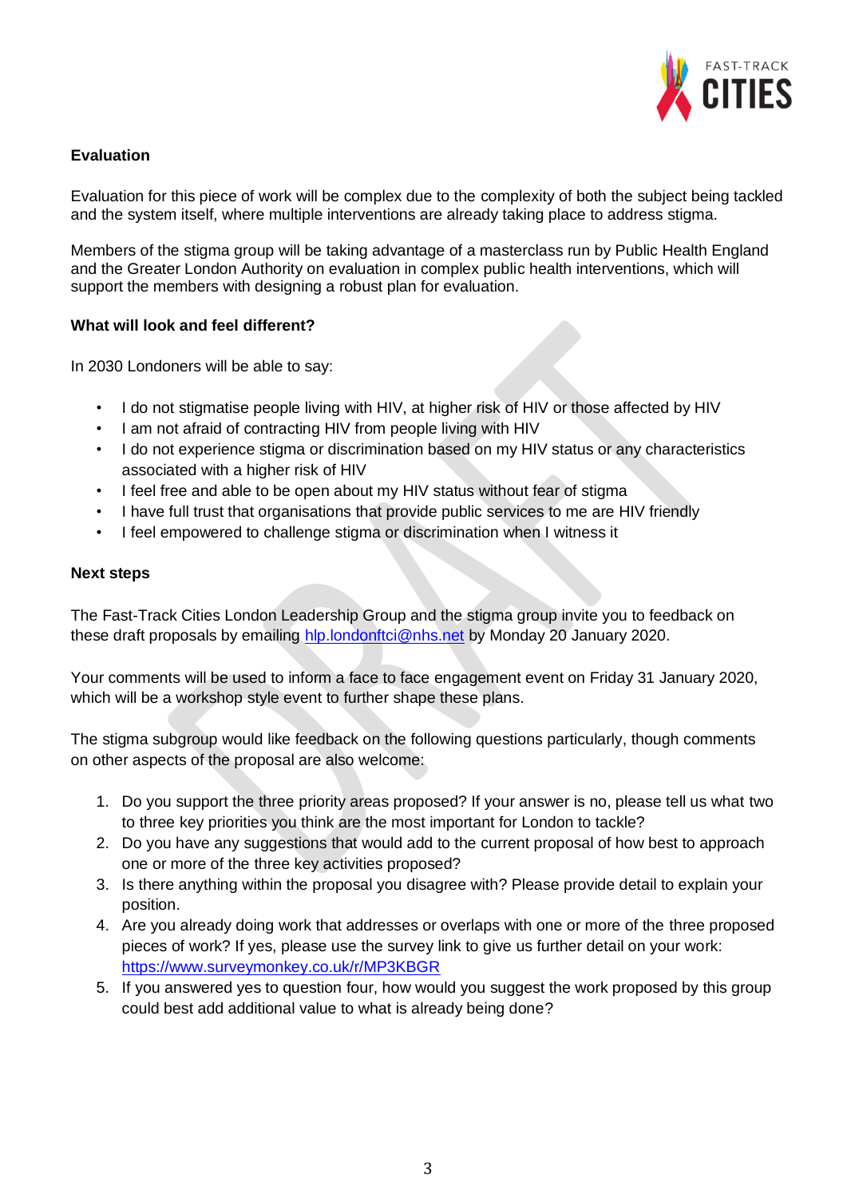**Evaluation**

Evaluation for this piece of work will be complex due to the complexity of both the subject being tackled and the system itself, where multiple interventions are already taking place to address stigma.

Members of the stigma group will be taking advantage of a masterclass run by Public Health England and the Greater London Authority on evaluation in complex public health interventions, which will support the members with designing a robust plan for evaluation.

**What will look and feel different?**

In 2030 Londoners will be able to say:

- I do not stigmatise people living with HIV, at higher risk of HIV or those affected by HIV
- I am not afraid of contracting HIV from people living with HIV
- I do not experience stigma or discrimination based on my HIV status or any characteristics associated with a higher risk of HIV
- I feel free and able to be open about my HIV status without fear of stigma
- I have full trust that organisations that provide public services to me are HIV friendly
- I feel empowered to challenge stigma or discrimination when I witness it

**Next steps**

The Fast-Track Cities London Leadership Group and the stigma group invite you to feedback on these draft proposals by emailing hlp.londonftci@nhs.net by Monday 20 January 2020.

Your comments will be used to inform a face to face engagement event on Friday 31 January 2020, which will be a workshop style event to further shape these plans.

The stigma subgroup would like feedback on the following questions particularly, though comments on other aspects of the proposal are also welcome:

1. Do you support the three priority areas proposed? If your answer is no, please tell us what two to three key priorities you think are the most important for London to tackle?
2. Do you have any suggestions that would add to the current proposal of how best to approach one or more of the three key activities proposed?
3. Is there anything within the proposal you disagree with? Please provide detail to explain your position.
4. Are you already doing work that addresses or overlaps with one or more of the three proposed pieces of work? If yes, please use the survey link to give us further detail on your work: https://www.surveymonkey.co.uk/r/MP3KBGR
5. If you answered yes to question four, how would you suggest the work proposed by this group could best add additional value to what is already being done?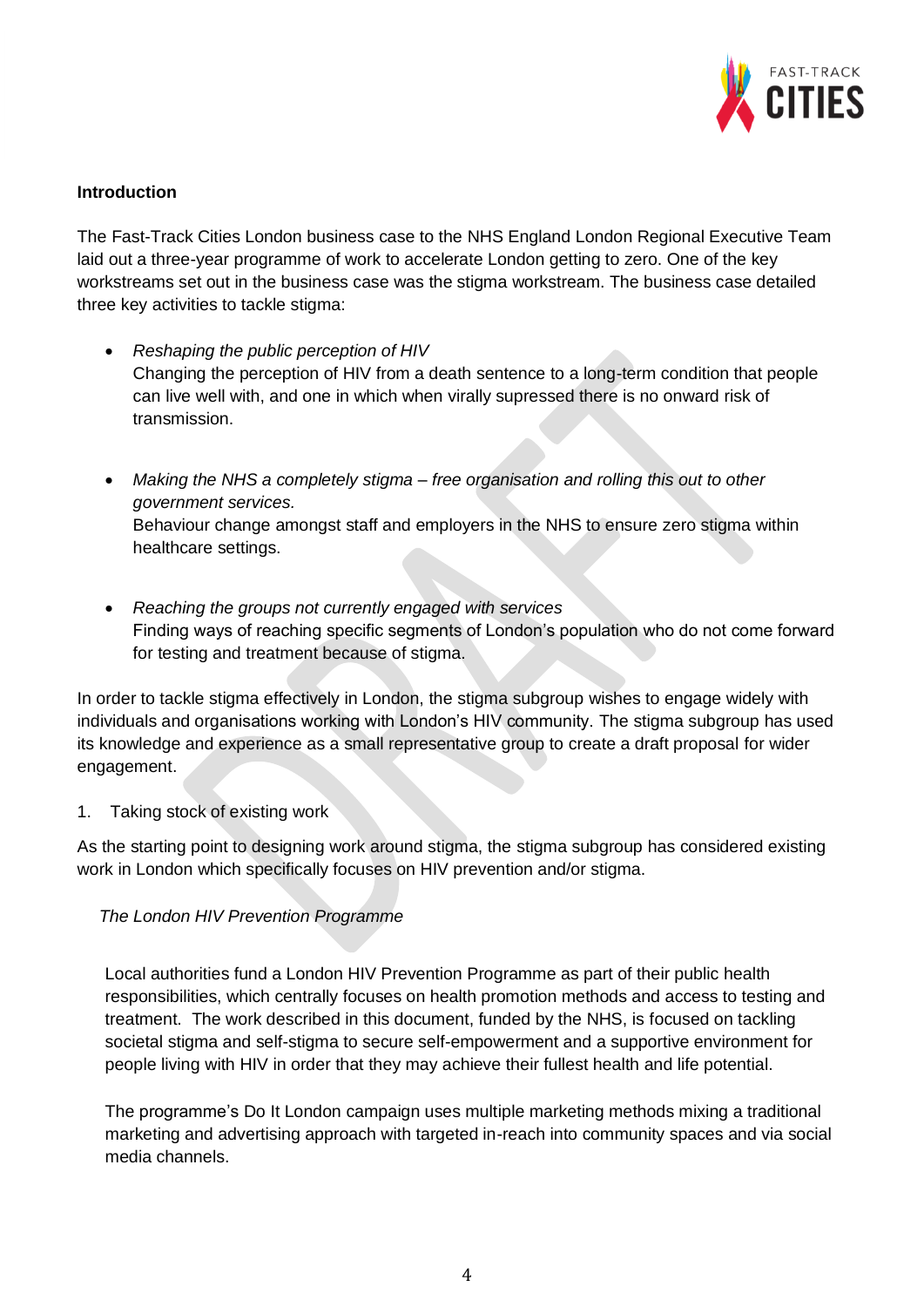**Introduction**

The Fast-Track Cities London business case to the NHS England London Regional Executive Team laid out a three-year programme of work to accelerate London getting to zero. One of the key workstreams set out in the business case was the stigma workstream. The business case detailed three key activities to tackle stigma:

- *Reshaping the public perception of HIV*
  Changing the perception of HIV from a death sentence to a long-term condition that people can live well with, and one in which when virally supressed there is no onward risk of transmission.

- *Making the NHS a completely stigma – free organisation and rolling this out to other government services.*
  Behaviour change amongst staff and employers in the NHS to ensure zero stigma within healthcare settings.

- *Reaching the groups not currently engaged with services*
  Finding ways of reaching specific segments of London's population who do not come forward for testing and treatment because of stigma.

In order to tackle stigma effectively in London, the stigma subgroup wishes to engage widely with individuals and organisations working with London's HIV community. The stigma subgroup has used its knowledge and experience as a small representative group to create a draft proposal for wider engagement.

1. Taking stock of existing work

As the starting point to designing work around stigma, the stigma subgroup has considered existing work in London which specifically focuses on HIV prevention and/or stigma.

*The London HIV Prevention Programme*

Local authorities fund a London HIV Prevention Programme as part of their public health responsibilities, which centrally focuses on health promotion methods and access to testing and treatment. The work described in this document, funded by the NHS, is focused on tackling societal stigma and self-stigma to secure self-empowerment and a supportive environment for people living with HIV in order that they may achieve their fullest health and life potential.

The programme's Do It London campaign uses multiple marketing methods mixing a traditional marketing and advertising approach with targeted in-reach into community spaces and via social media channels.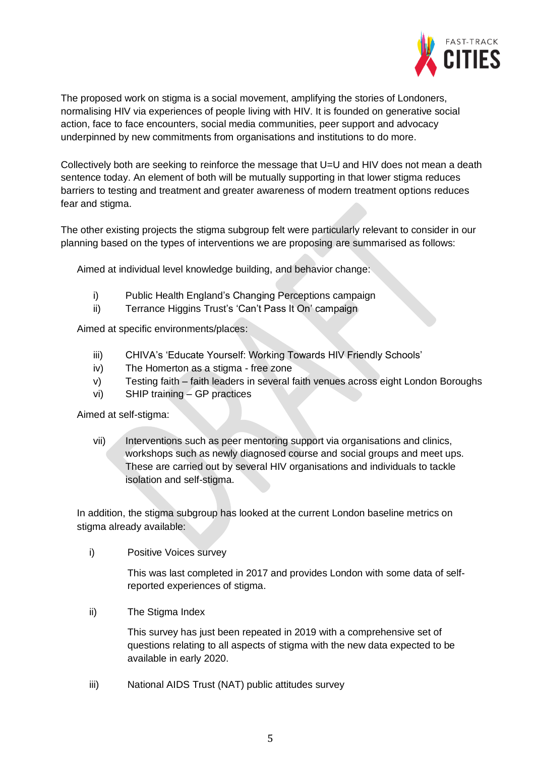The proposed work on stigma is a social movement, amplifying the stories of Londoners, normalising HIV via experiences of people living with HIV. It is founded on generative social action, face to face encounters, social media communities, peer support and advocacy underpinned by new commitments from organisations and institutions to do more.

Collectively both are seeking to reinforce the message that U=U and HIV does not mean a death sentence today. An element of both will be mutually supporting in that lower stigma reduces barriers to testing and treatment and greater awareness of modern treatment options reduces fear and stigma.

The other existing projects the stigma subgroup felt were particularly relevant to consider in our planning based on the types of interventions we are proposing are summarised as follows:

Aimed at individual level knowledge building, and behavior change:

i) Public Health England's Changing Perceptions campaign
ii) Terrance Higgins Trust's 'Can't Pass It On' campaign

Aimed at specific environments/places:

iii) CHIVA's 'Educate Yourself: Working Towards HIV Friendly Schools'
iv) The Homerton as a stigma - free zone
v) Testing faith – faith leaders in several faith venues across eight London Boroughs
vi) SHIP training – GP practices

Aimed at self-stigma:

vii) Interventions such as peer mentoring support via organisations and clinics, workshops such as newly diagnosed course and social groups and meet ups. These are carried out by several HIV organisations and individuals to tackle isolation and self-stigma.

In addition, the stigma subgroup has looked at the current London baseline metrics on stigma already available:

i) Positive Voices survey

   This was last completed in 2017 and provides London with some data of self-reported experiences of stigma.

ii) The Stigma Index

   This survey has just been repeated in 2019 with a comprehensive set of questions relating to all aspects of stigma with the new data expected to be available in early 2020.

iii) National AIDS Trust (NAT) public attitudes survey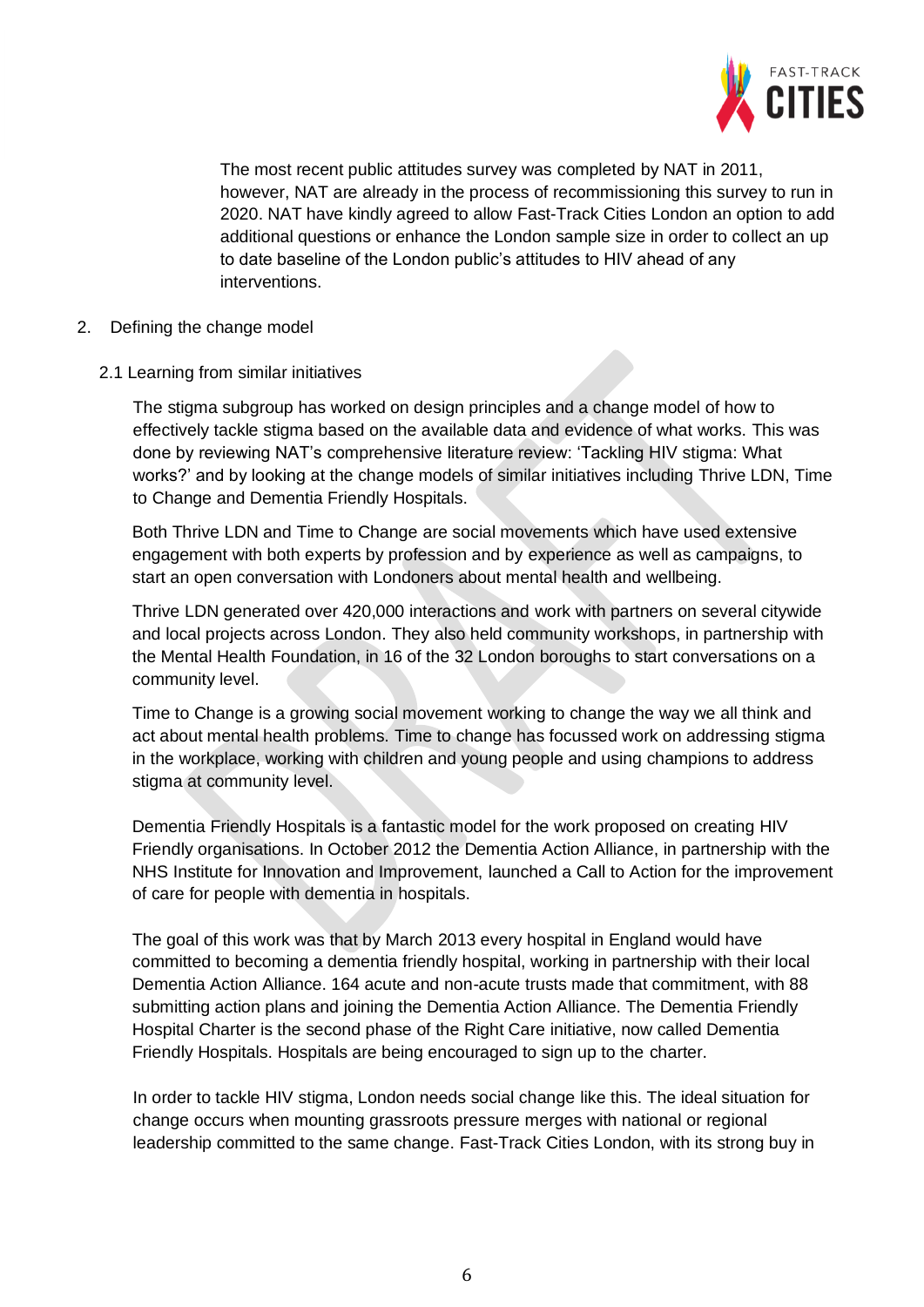The most recent public attitudes survey was completed by NAT in 2011, however, NAT are already in the process of recommissioning this survey to run in 2020. NAT have kindly agreed to allow Fast-Track Cities London an option to add additional questions or enhance the London sample size in order to collect an up to date baseline of the London public's attitudes to HIV ahead of any interventions.

## 2. Defining the change model

### 2.1 Learning from similar initiatives

The stigma subgroup has worked on design principles and a change model of how to effectively tackle stigma based on the available data and evidence of what works. This was done by reviewing NAT's comprehensive literature review: 'Tackling HIV stigma: What works?' and by looking at the change models of similar initiatives including Thrive LDN, Time to Change and Dementia Friendly Hospitals.

Both Thrive LDN and Time to Change are social movements which have used extensive engagement with both experts by profession and by experience as well as campaigns, to start an open conversation with Londoners about mental health and wellbeing.

Thrive LDN generated over 420,000 interactions and work with partners on several citywide and local projects across London. They also held community workshops, in partnership with the Mental Health Foundation, in 16 of the 32 London boroughs to start conversations on a community level.

Time to Change is a growing social movement working to change the way we all think and act about mental health problems. Time to change has focussed work on addressing stigma in the workplace, working with children and young people and using champions to address stigma at community level.

Dementia Friendly Hospitals is a fantastic model for the work proposed on creating HIV Friendly organisations. In October 2012 the Dementia Action Alliance, in partnership with the NHS Institute for Innovation and Improvement, launched a Call to Action for the improvement of care for people with dementia in hospitals.

The goal of this work was that by March 2013 every hospital in England would have committed to becoming a dementia friendly hospital, working in partnership with their local Dementia Action Alliance. 164 acute and non-acute trusts made that commitment, with 88 submitting action plans and joining the Dementia Action Alliance. The Dementia Friendly Hospital Charter is the second phase of the Right Care initiative, now called Dementia Friendly Hospitals. Hospitals are being encouraged to sign up to the charter.

In order to tackle HIV stigma, London needs social change like this. The ideal situation for change occurs when mounting grassroots pressure merges with national or regional leadership committed to the same change. Fast-Track Cities London, with its strong buy in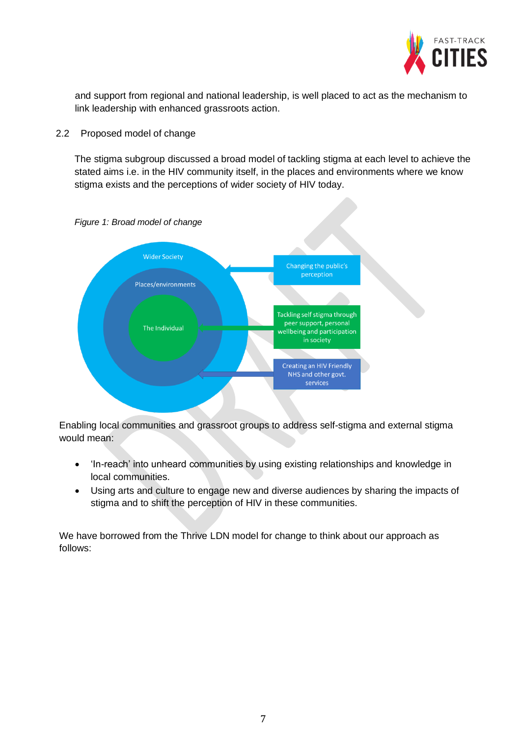and support from regional and national leadership, is well placed to act as the mechanism to link leadership with enhanced grassroots action.

## 2.2 Proposed model of change

The stigma subgroup discussed a broad model of tackling stigma at each level to achieve the stated aims i.e. in the HIV community itself, in the places and environments where we know stigma exists and the perceptions of wider society of HIV today.

*Figure 1: Broad model of change*

Wider Society

Places/environments

The Individual

Changing the public's perception

Tackling self stigma through peer support, personal wellbeing and participation in society

Creating an HIV Friendly NHS and other govt. services

Enabling local communities and grassroot groups to address self-stigma and external stigma would mean:

- 'In-reach' into unheard communities by using existing relationships and knowledge in local communities.
- Using arts and culture to engage new and diverse audiences by sharing the impacts of stigma and to shift the perception of HIV in these communities.

We have borrowed from the Thrive LDN model for change to think about our approach as follows: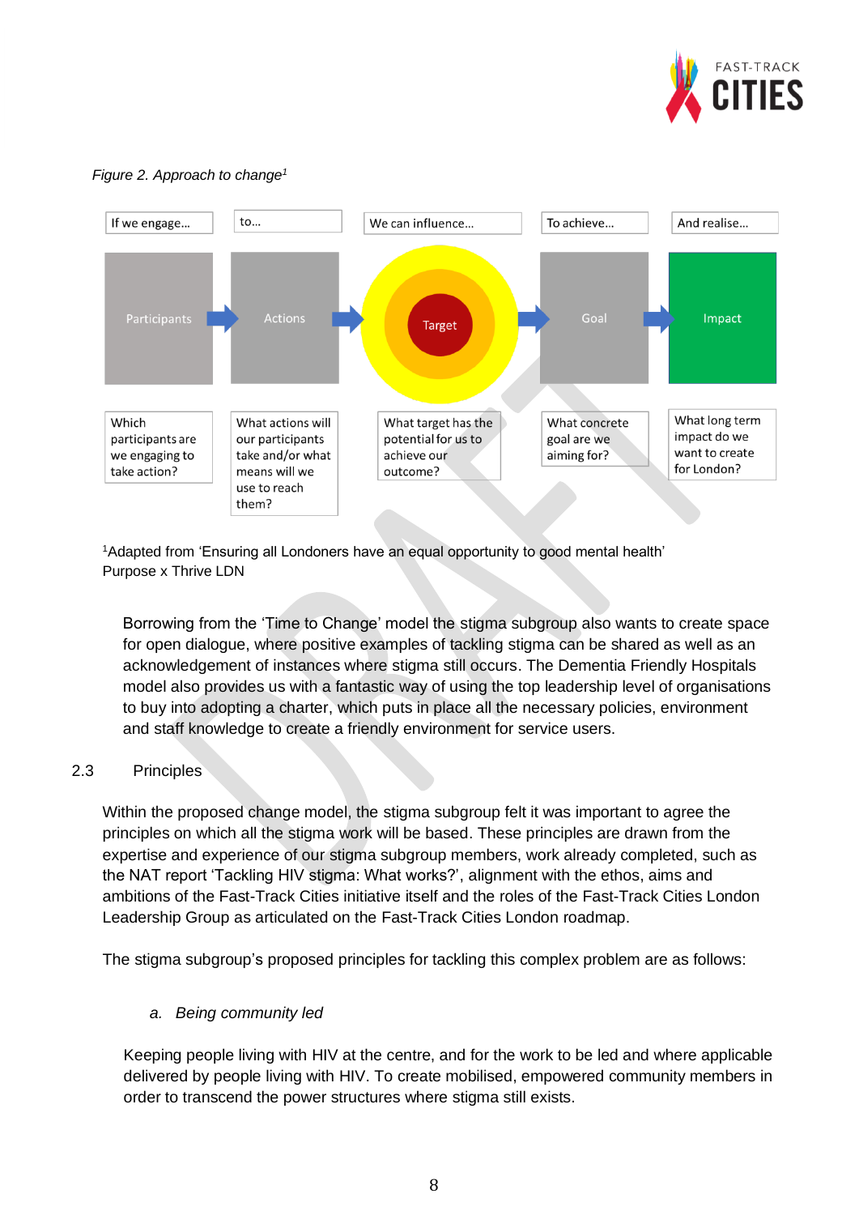*Figure 2. Approach to change*[1]

| If we engage... | to... | We can influence... | To achieve... | And realise... |
| --- | --- | --- | --- | --- |
| Participants | Actions | Target | Goal | Impact |
| Which participants are we engaging to take action? | What actions will our participants take and/or what means will we use to reach them? | What target has the potential for us to achieve our outcome? | What concrete goal are we aiming for? | What long term impact do we want to create for London? |

[1]Adapted from 'Ensuring all Londoners have an equal opportunity to good mental health' Purpose x Thrive LDN

Borrowing from the 'Time to Change' model the stigma subgroup also wants to create space for open dialogue, where positive examples of tackling stigma can be shared as well as an acknowledgement of instances where stigma still occurs. The Dementia Friendly Hospitals model also provides us with a fantastic way of using the top leadership level of organisations to buy into adopting a charter, which puts in place all the necessary policies, environment and staff knowledge to create a friendly environment for service users.

## 2.3 Principles

Within the proposed change model, the stigma subgroup felt it was important to agree the principles on which all the stigma work will be based. These principles are drawn from the expertise and experience of our stigma subgroup members, work already completed, such as the NAT report 'Tackling HIV stigma: What works?', alignment with the ethos, aims and ambitions of the Fast-Track Cities initiative itself and the roles of the Fast-Track Cities London Leadership Group as articulated on the Fast-Track Cities London roadmap.

The stigma subgroup's proposed principles for tackling this complex problem are as follows:

*a. Being community led*

Keeping people living with HIV at the centre, and for the work to be led and where applicable delivered by people living with HIV. To create mobilised, empowered community members in order to transcend the power structures where stigma still exists.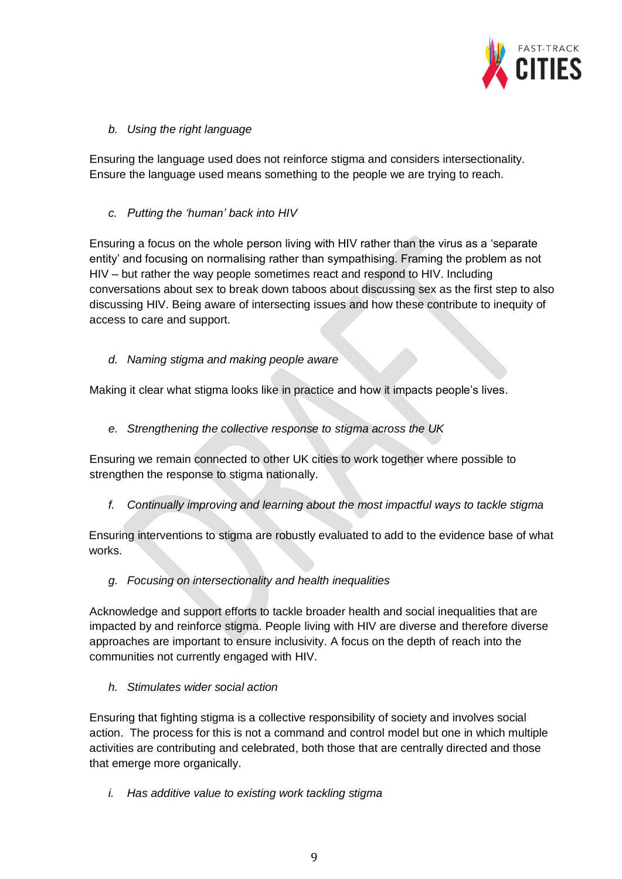*b. Using the right language*

Ensuring the language used does not reinforce stigma and considers intersectionality. Ensure the language used means something to the people we are trying to reach.

*c. Putting the 'human' back into HIV*

Ensuring a focus on the whole person living with HIV rather than the virus as a 'separate entity' and focusing on normalising rather than sympathising. Framing the problem as not HIV – but rather the way people sometimes react and respond to HIV. Including conversations about sex to break down taboos about discussing sex as the first step to also discussing HIV. Being aware of intersecting issues and how these contribute to inequity of access to care and support.

*d. Naming stigma and making people aware*

Making it clear what stigma looks like in practice and how it impacts people's lives.

*e. Strengthening the collective response to stigma across the UK*

Ensuring we remain connected to other UK cities to work together where possible to strengthen the response to stigma nationally.

*f. Continually improving and learning about the most impactful ways to tackle stigma*

Ensuring interventions to stigma are robustly evaluated to add to the evidence base of what works.

*g. Focusing on intersectionality and health inequalities*

Acknowledge and support efforts to tackle broader health and social inequalities that are impacted by and reinforce stigma. People living with HIV are diverse and therefore diverse approaches are important to ensure inclusivity. A focus on the depth of reach into the communities not currently engaged with HIV.

*h. Stimulates wider social action*

Ensuring that fighting stigma is a collective responsibility of society and involves social action. The process for this is not a command and control model but one in which multiple activities are contributing and celebrated, both those that are centrally directed and those that emerge more organically.

*i. Has additive value to existing work tackling stigma*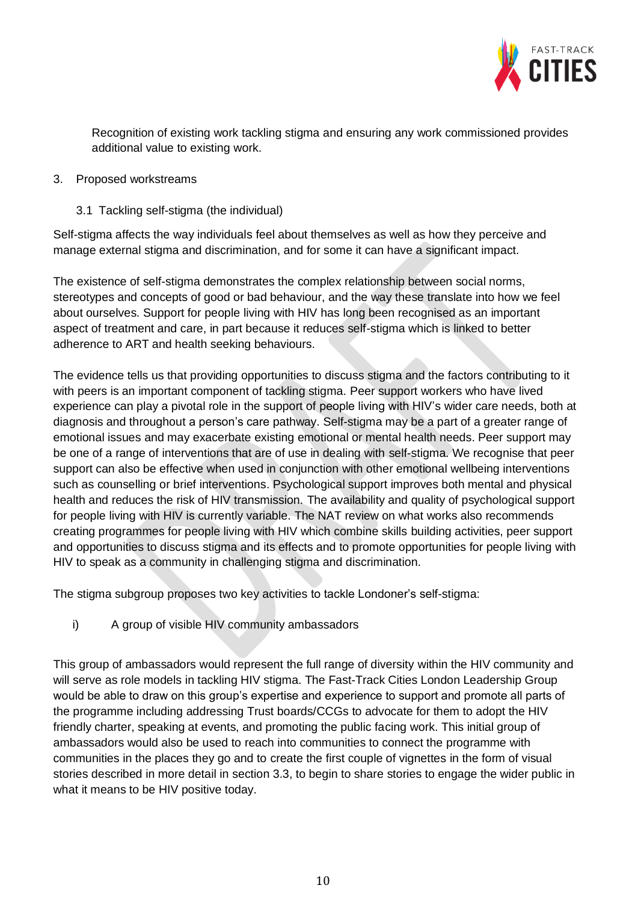Recognition of existing work tackling stigma and ensuring any work commissioned provides additional value to existing work.

## 3. Proposed workstreams

### 3.1 Tackling self-stigma (the individual)

Self-stigma affects the way individuals feel about themselves as well as how they perceive and manage external stigma and discrimination, and for some it can have a significant impact.

The existence of self-stigma demonstrates the complex relationship between social norms, stereotypes and concepts of good or bad behaviour, and the way these translate into how we feel about ourselves. Support for people living with HIV has long been recognised as an important aspect of treatment and care, in part because it reduces self-stigma which is linked to better adherence to ART and health seeking behaviours.

The evidence tells us that providing opportunities to discuss stigma and the factors contributing to it with peers is an important component of tackling stigma. Peer support workers who have lived experience can play a pivotal role in the support of people living with HIV's wider care needs, both at diagnosis and throughout a person's care pathway. Self-stigma may be a part of a greater range of emotional issues and may exacerbate existing emotional or mental health needs. Peer support may be one of a range of interventions that are of use in dealing with self-stigma. We recognise that peer support can also be effective when used in conjunction with other emotional wellbeing interventions such as counselling or brief interventions. Psychological support improves both mental and physical health and reduces the risk of HIV transmission. The availability and quality of psychological support for people living with HIV is currently variable. The NAT review on what works also recommends creating programmes for people living with HIV which combine skills building activities, peer support and opportunities to discuss stigma and its effects and to promote opportunities for people living with HIV to speak as a community in challenging stigma and discrimination.

The stigma subgroup proposes two key activities to tackle Londoner's self-stigma:

i) A group of visible HIV community ambassadors

This group of ambassadors would represent the full range of diversity within the HIV community and will serve as role models in tackling HIV stigma. The Fast-Track Cities London Leadership Group would be able to draw on this group's expertise and experience to support and promote all parts of the programme including addressing Trust boards/CCGs to advocate for them to adopt the HIV friendly charter, speaking at events, and promoting the public facing work. This initial group of ambassadors would also be used to reach into communities to connect the programme with communities in the places they go and to create the first couple of vignettes in the form of visual stories described in more detail in section 3.3, to begin to share stories to engage the wider public in what it means to be HIV positive today.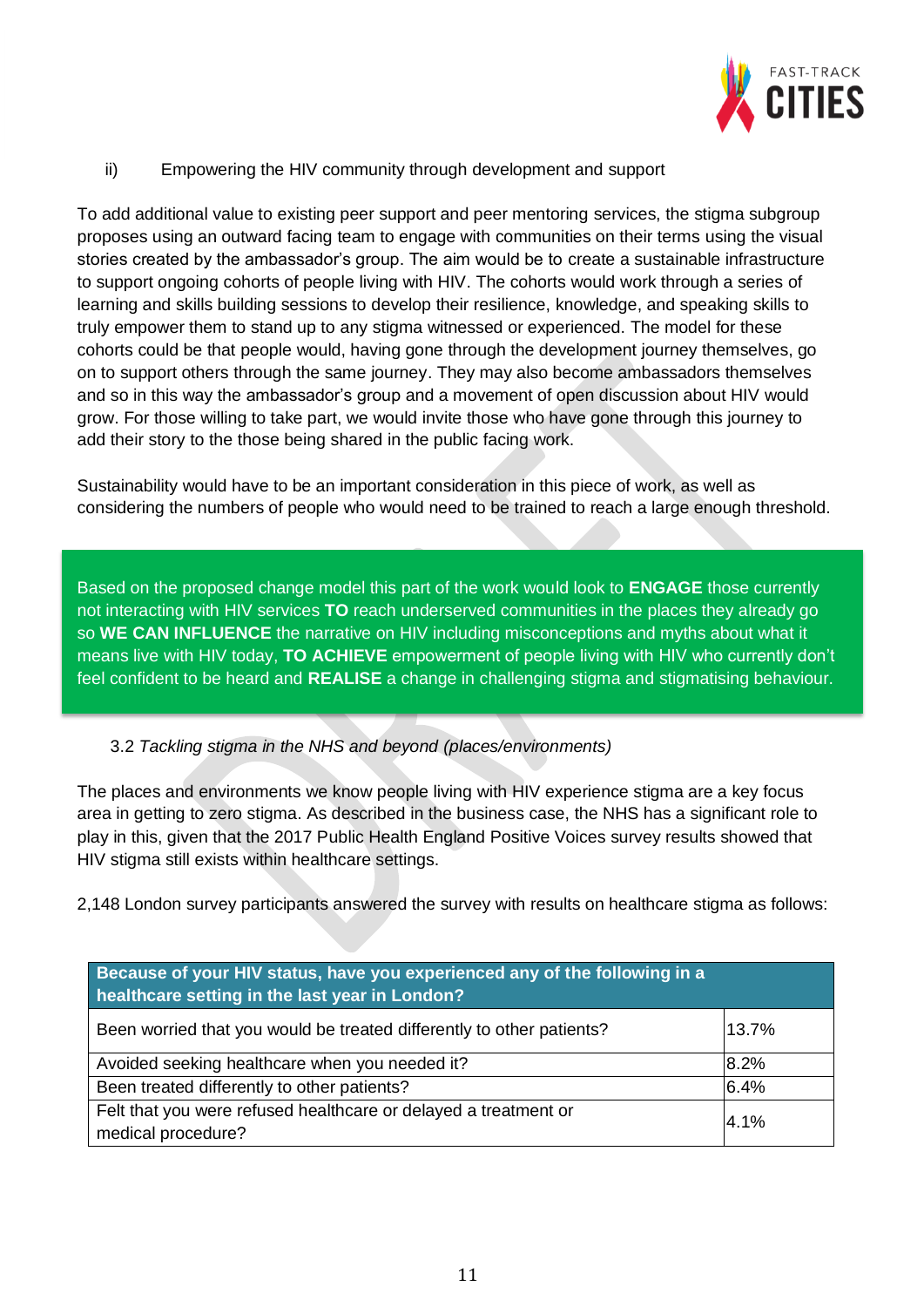ii) Empowering the HIV community through development and support

To add additional value to existing peer support and peer mentoring services, the stigma subgroup proposes using an outward facing team to engage with communities on their terms using the visual stories created by the ambassador's group. The aim would be to create a sustainable infrastructure to support ongoing cohorts of people living with HIV. The cohorts would work through a series of learning and skills building sessions to develop their resilience, knowledge, and speaking skills to truly empower them to stand up to any stigma witnessed or experienced. The model for these cohorts could be that people would, having gone through the development journey themselves, go on to support others through the same journey. They may also become ambassadors themselves and so in this way the ambassador's group and a movement of open discussion about HIV would grow. For those willing to take part, we would invite those who have gone through this journey to add their story to the those being shared in the public facing work.

Sustainability would have to be an important consideration in this piece of work, as well as considering the numbers of people who would need to be trained to reach a large enough threshold.

Based on the proposed change model this part of the work would look to **ENGAGE** those currently not interacting with HIV services **TO** reach underserved communities in the places they already go so **WE CAN INFLUENCE** the narrative on HIV including misconceptions and myths about what it means live with HIV today, **TO ACHIEVE** empowerment of people living with HIV who currently don't feel confident to be heard and **REALISE** a change in challenging stigma and stigmatising behaviour.

3.2 *Tackling stigma in the NHS and beyond (places/environments)*

The places and environments we know people living with HIV experience stigma are a key focus area in getting to zero stigma. As described in the business case, the NHS has a significant role to play in this, given that the 2017 Public Health England Positive Voices survey results showed that HIV stigma still exists within healthcare settings.

2,148 London survey participants answered the survey with results on healthcare stigma as follows:

| **Because of your HIV status, have you experienced any of the following in a healthcare setting in the last year in London?** | |
|---|---|
| Been worried that you would be treated differently to other patients? | 13.7% |
| Avoided seeking healthcare when you needed it? | 8.2% |
| Been treated differently to other patients? | 6.4% |
| Felt that you were refused healthcare or delayed a treatment or medical procedure? | 4.1% |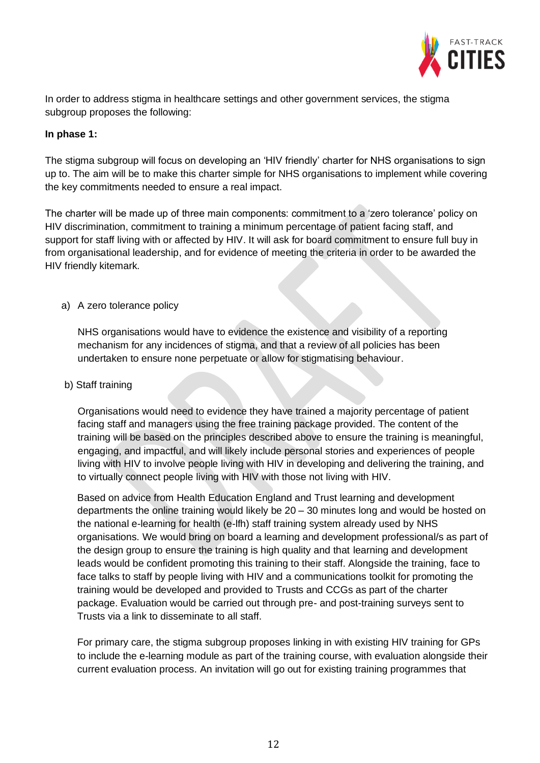In order to address stigma in healthcare settings and other government services, the stigma subgroup proposes the following:

**In phase 1:**

The stigma subgroup will focus on developing an 'HIV friendly' charter for NHS organisations to sign up to. The aim will be to make this charter simple for NHS organisations to implement while covering the key commitments needed to ensure a real impact.

The charter will be made up of three main components: commitment to a 'zero tolerance' policy on HIV discrimination, commitment to training a minimum percentage of patient facing staff, and support for staff living with or affected by HIV. It will ask for board commitment to ensure full buy in from organisational leadership, and for evidence of meeting the criteria in order to be awarded the HIV friendly kitemark.

a) A zero tolerance policy

NHS organisations would have to evidence the existence and visibility of a reporting mechanism for any incidences of stigma, and that a review of all policies has been undertaken to ensure none perpetuate or allow for stigmatising behaviour.

b) Staff training

Organisations would need to evidence they have trained a majority percentage of patient facing staff and managers using the free training package provided. The content of the training will be based on the principles described above to ensure the training is meaningful, engaging, and impactful, and will likely include personal stories and experiences of people living with HIV to involve people living with HIV in developing and delivering the training, and to virtually connect people living with HIV with those not living with HIV.

Based on advice from Health Education England and Trust learning and development departments the online training would likely be 20 – 30 minutes long and would be hosted on the national e-learning for health (e-lfh) staff training system already used by NHS organisations. We would bring on board a learning and development professional/s as part of the design group to ensure the training is high quality and that learning and development leads would be confident promoting this training to their staff. Alongside the training, face to face talks to staff by people living with HIV and a communications toolkit for promoting the training would be developed and provided to Trusts and CCGs as part of the charter package. Evaluation would be carried out through pre- and post-training surveys sent to Trusts via a link to disseminate to all staff.

For primary care, the stigma subgroup proposes linking in with existing HIV training for GPs to include the e-learning module as part of the training course, with evaluation alongside their current evaluation process. An invitation will go out for existing training programmes that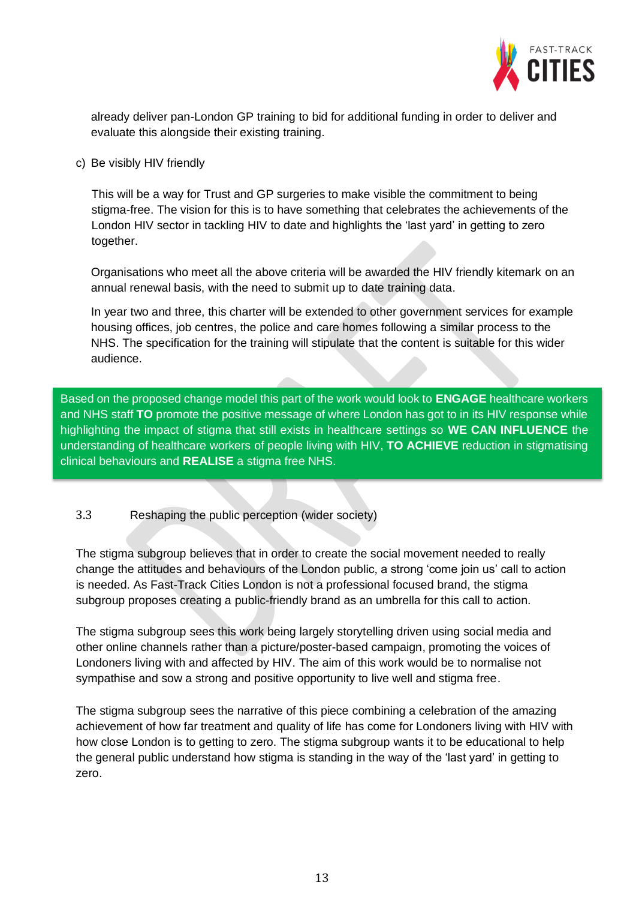already deliver pan-London GP training to bid for additional funding in order to deliver and evaluate this alongside their existing training.

c) Be visibly HIV friendly

This will be a way for Trust and GP surgeries to make visible the commitment to being stigma-free. The vision for this is to have something that celebrates the achievements of the London HIV sector in tackling HIV to date and highlights the 'last yard' in getting to zero together.

Organisations who meet all the above criteria will be awarded the HIV friendly kitemark on an annual renewal basis, with the need to submit up to date training data.

In year two and three, this charter will be extended to other government services for example housing offices, job centres, the police and care homes following a similar process to the NHS. The specification for the training will stipulate that the content is suitable for this wider audience.

Based on the proposed change model this part of the work would look to **ENGAGE** healthcare workers and NHS staff **TO** promote the positive message of where London has got to in its HIV response while highlighting the impact of stigma that still exists in healthcare settings so **WE CAN INFLUENCE** the understanding of healthcare workers of people living with HIV, **TO ACHIEVE** reduction in stigmatising clinical behaviours and **REALISE** a stigma free NHS.

### 3.3 Reshaping the public perception (wider society)

The stigma subgroup believes that in order to create the social movement needed to really change the attitudes and behaviours of the London public, a strong 'come join us' call to action is needed. As Fast-Track Cities London is not a professional focused brand, the stigma subgroup proposes creating a public-friendly brand as an umbrella for this call to action.

The stigma subgroup sees this work being largely storytelling driven using social media and other online channels rather than a picture/poster-based campaign, promoting the voices of Londoners living with and affected by HIV. The aim of this work would be to normalise not sympathise and sow a strong and positive opportunity to live well and stigma free.

The stigma subgroup sees the narrative of this piece combining a celebration of the amazing achievement of how far treatment and quality of life has come for Londoners living with HIV with how close London is to getting to zero. The stigma subgroup wants it to be educational to help the general public understand how stigma is standing in the way of the 'last yard' in getting to zero.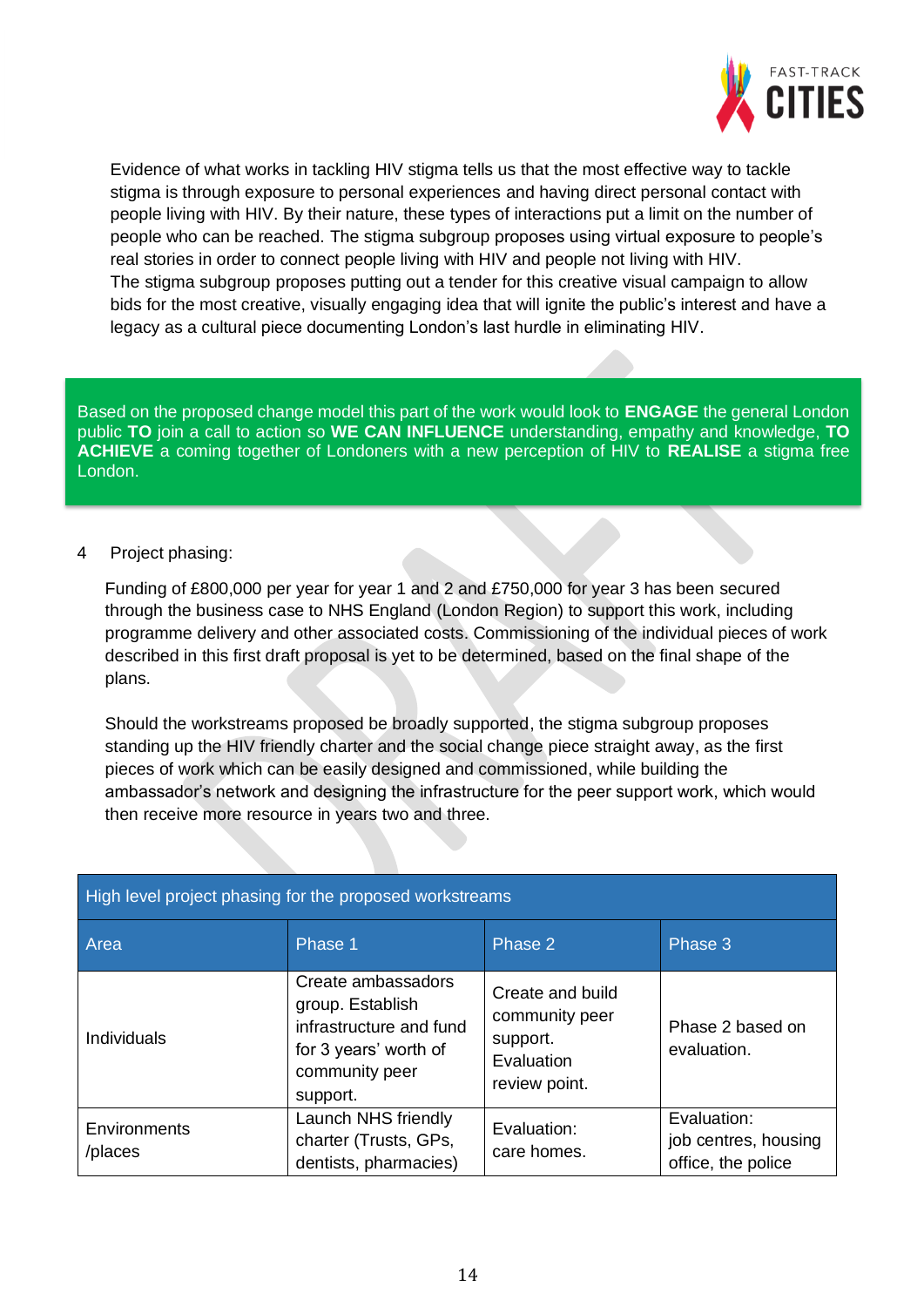Evidence of what works in tackling HIV stigma tells us that the most effective way to tackle stigma is through exposure to personal experiences and having direct personal contact with people living with HIV. By their nature, these types of interactions put a limit on the number of people who can be reached. The stigma subgroup proposes using virtual exposure to people's real stories in order to connect people living with HIV and people not living with HIV.
The stigma subgroup proposes putting out a tender for this creative visual campaign to allow bids for the most creative, visually engaging idea that will ignite the public's interest and have a legacy as a cultural piece documenting London's last hurdle in eliminating HIV.

Based on the proposed change model this part of the work would look to **ENGAGE** the general London public **TO** join a call to action so **WE CAN INFLUENCE** understanding, empathy and knowledge, **TO ACHIEVE** a coming together of Londoners with a new perception of HIV to **REALISE** a stigma free London.

4 Project phasing:

Funding of £800,000 per year for year 1 and 2 and £750,000 for year 3 has been secured through the business case to NHS England (London Region) to support this work, including programme delivery and other associated costs. Commissioning of the individual pieces of work described in this first draft proposal is yet to be determined, based on the final shape of the plans.

Should the workstreams proposed be broadly supported, the stigma subgroup proposes standing up the HIV friendly charter and the social change piece straight away, as the first pieces of work which can be easily designed and commissioned, while building the ambassador's network and designing the infrastructure for the peer support work, which would then receive more resource in years two and three.

| High level project phasing for the proposed workstreams | | | |
|---|---|---|---|
| Area | Phase 1 | Phase 2 | Phase 3 |
| Individuals | Create ambassadors group. Establish infrastructure and fund for 3 years' worth of community peer support. | Create and build community peer support. Evaluation review point. | Phase 2 based on evaluation. |
| Environments /places | Launch NHS friendly charter (Trusts, GPs, dentists, pharmacies) | Evaluation: care homes. | Evaluation: job centres, housing office, the police |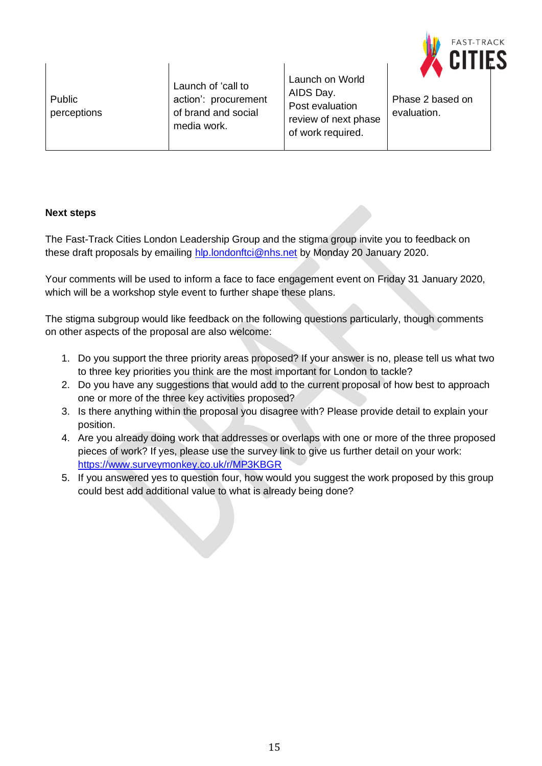| Public perceptions | Launch of 'call to action': procurement of brand and social media work. | Launch on World AIDS Day. Post evaluation review of next phase of work required. | Phase 2 based on evaluation. |
|---|---|---|---|

**Next steps**

The Fast-Track Cities London Leadership Group and the stigma group invite you to feedback on these draft proposals by emailing hlp.londonftci@nhs.net by Monday 20 January 2020.

Your comments will be used to inform a face to face engagement event on Friday 31 January 2020, which will be a workshop style event to further shape these plans.

The stigma subgroup would like feedback on the following questions particularly, though comments on other aspects of the proposal are also welcome:

1. Do you support the three priority areas proposed? If your answer is no, please tell us what two to three key priorities you think are the most important for London to tackle?
2. Do you have any suggestions that would add to the current proposal of how best to approach one or more of the three key activities proposed?
3. Is there anything within the proposal you disagree with? Please provide detail to explain your position.
4. Are you already doing work that addresses or overlaps with one or more of the three proposed pieces of work? If yes, please use the survey link to give us further detail on your work: https://www.surveymonkey.co.uk/r/MP3KBGR
5. If you answered yes to question four, how would you suggest the work proposed by this group could best add additional value to what is already being done?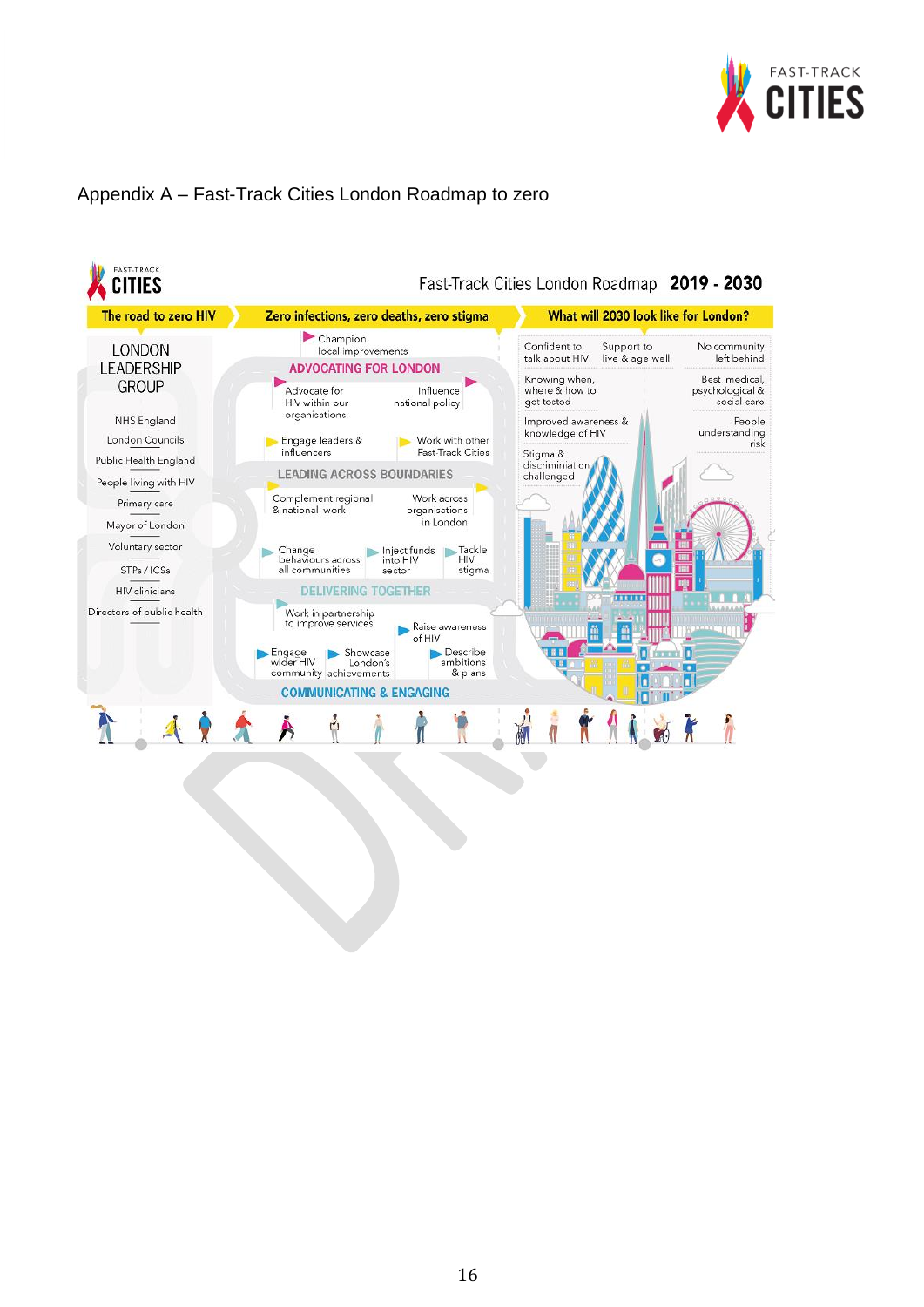## Appendix A – Fast-Track Cities London Roadmap to zero

FAST-TRACK CITIES

Fast-Track Cities London Roadmap **2019 - 2030**

**The road to zero HIV**

**Zero infections, zero deaths, zero stigma**

**What will 2030 look like for London?**

LONDON LEADERSHIP GROUP

NHS England

London Councils

Public Health England

People living with HIV

Primary care

Mayor of London

Voluntary sector

STPs / ICSs

HIV clinicians

Directors of public health

Champion local improvements

**ADVOCATING FOR LONDON**

Advocate for HIV within our organisations

Influence national policy

Engage leaders & influencers

Work with other Fast-Track Cities

**LEADING ACROSS BOUNDARIES**

Complement regional & national work

Work across organisations in London

Change behaviours across all communities

Inject funds into HIV sector

Tackle HIV stigma

**DELIVERING TOGETHER**

Work in partnership to improve services

Raise awareness of HIV

Engage wider HIV community

Showcase London's achievements

Describe ambitions & plans

**COMMUNICATING & ENGAGING**

Confident to talk about HIV

Support to live & age well

No community left behind

Knowing when, where & how to get tested

Best medical, psychological & social care

Improved awareness & knowledge of HIV

People understanding risk

Stigma & discriminiation challenged